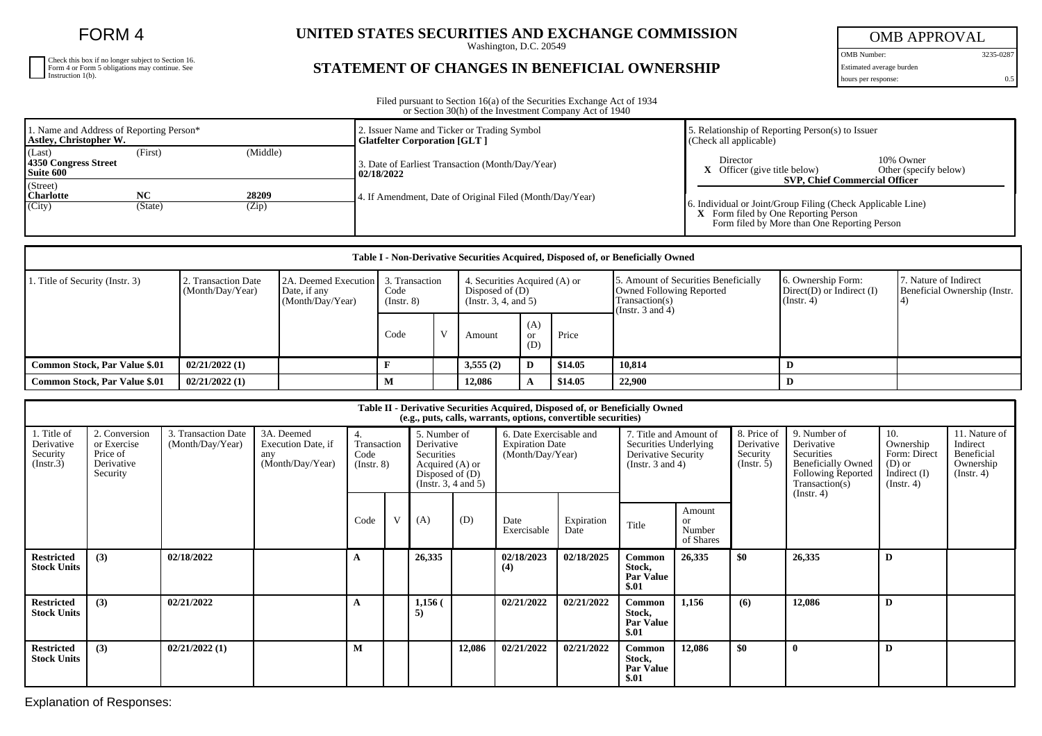# FORM 4

Check this box if no longer subject to Section 16. Form 4 or Form 5 obligations may continue. See Instruction 1(b).

## UNITED STATES SECURITIES AND EXCHANGE COMMISSION

Washington, D.C. 20549

## STATEMENT OF CHANGES IN BENEFICIAL OWNERSHIP

| OMB APPROVAL | |
|---|---|
| OMB Number: | 3235-0287 |
| Estimated average burden hours per response: | 0.5 |

Filed pursuant to Section 16(a) of the Securities Exchange Act of 1934 or Section 30(h) of the Investment Company Act of 1940

| 1. Name and Address of Reporting Person* | 2. Issuer Name and Ticker or Trading Symbol | 5. Relationship of Reporting Person(s) to Issuer (Check all applicable) |
|---|---|---|
| **Astley, Christopher W.** | **Glatfelter Corporation [GLT ]** | Director / 10% Owner |
| (Last) (First) (Middle) **4350 Congress Street Suite 600** | 3. Date of Earliest Transaction (Month/Day/Year) **02/18/2022** | **X** Officer (give title below) / Other (specify below) **SVP, Chief Commercial Officer** |
| (Street) **Charlotte NC 28209** (City) (State) (Zip) | 4. If Amendment, Date of Original Filed (Month/Day/Year) | 6. Individual or Joint/Group Filing (Check Applicable Line) **X** Form filed by One Reporting Person; Form filed by More than One Reporting Person |

**Table I - Non-Derivative Securities Acquired, Disposed of, or Beneficially Owned**

| 1. Title of Security (Instr. 3) | 2. Transaction Date (Month/Day/Year) | 2A. Deemed Execution Date, if any (Month/Day/Year) | 3. Transaction Code (Instr. 8) | | 4. Securities Acquired (A) or Disposed of (D) (Instr. 3, 4, and 5) | | | 5. Amount of Securities Beneficially Owned Following Reported Transaction(s) (Instr. 3 and 4) | 6. Ownership Form: Direct(D) or Indirect (I) (Instr. 4) | 7. Nature of Indirect Beneficial Ownership (Instr. 4) |
|---|---|---|---|---|---|---|---|---|---|---|
| | | | Code | V | Amount | (A) or (D) | Price | | | |
| **Common Stock, Par Value $.01** | **02/21/2022 (1)** | | **F** | | **3,555 (2)** | **D** | **$14.05** | **10,814** | **D** | |
| **Common Stock, Par Value $.01** | **02/21/2022 (1)** | | **M** | | **12,086** | **A** | **$14.05** | **22,900** | **D** | |

**Table II - Derivative Securities Acquired, Disposed of, or Beneficially Owned (e.g., puts, calls, warrants, options, convertible securities)**

| 1. Title of Derivative Security (Instr.3) | 2. Conversion or Exercise Price of Derivative Security | 3. Transaction Date (Month/Day/Year) | 3A. Deemed Execution Date, if any (Month/Day/Year) | 4. Transaction Code (Instr. 8) | | 5. Number of Derivative Securities Acquired (A) or Disposed of (D) (Instr. 3, 4 and 5) | | 6. Date Exercisable and Expiration Date (Month/Day/Year) | | 7. Title and Amount of Securities Underlying Derivative Security (Instr. 3 and 4) | | 8. Price of Derivative Security (Instr. 5) | 9. Number of Derivative Securities Beneficially Owned Following Reported Transaction(s) (Instr. 4) | 10. Ownership Form: Direct (D) or Indirect (I) (Instr. 4) | 11. Nature of Indirect Beneficial Ownership (Instr. 4) |
|---|---|---|---|---|---|---|---|---|---|---|---|---|---|---|---|
| | | | | Code | V | (A) | (D) | Date Exercisable | Expiration Date | Title | Amount or Number of Shares | | | | |
| **Restricted Stock Units** | **(3)** | **02/18/2022** | | **A** | | **26,335** | | **02/18/2023 (4)** | **02/18/2025** | **Common Stock, Par Value $.01** | **26,335** | **$0** | **26,335** | **D** | |
| **Restricted Stock Units** | **(3)** | **02/21/2022** | | **A** | | **1,156 (5)** | | **02/21/2022** | **02/21/2022** | **Common Stock, Par Value $.01** | **1,156** | **(6)** | **12,086** | **D** | |
| **Restricted Stock Units** | **(3)** | **02/21/2022 (1)** | | **M** | | | **12,086** | **02/21/2022** | **02/21/2022** | **Common Stock, Par Value $.01** | **12,086** | **$0** | **0** | **D** | |

Explanation of Responses: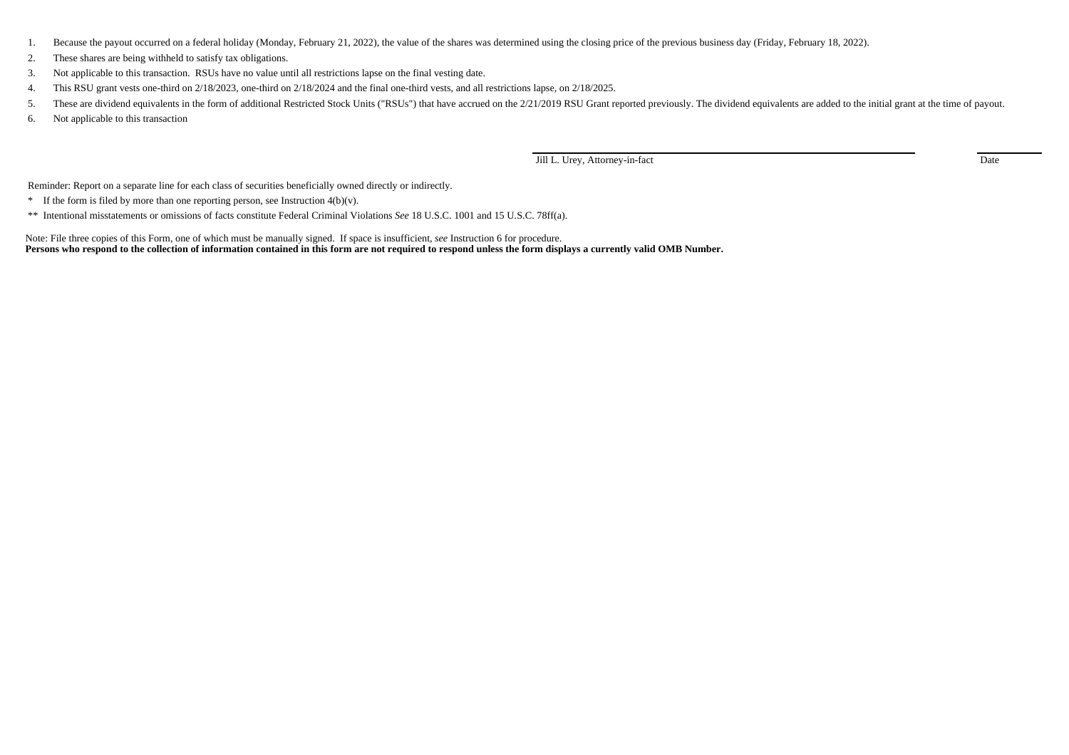1. Because the payout occurred on a federal holiday (Monday, February 21, 2022), the value of the shares was determined using the closing price of the previous business day (Friday, February 18, 2022).
2. These shares are being withheld to satisfy tax obligations.
3. Not applicable to this transaction. RSUs have no value until all restrictions lapse on the final vesting date.
4. This RSU grant vests one-third on 2/18/2023, one-third on 2/18/2024 and the final one-third vests, and all restrictions lapse, on 2/18/2025.
5. These are dividend equivalents in the form of additional Restricted Stock Units ("RSUs") that have accrued on the 2/21/2019 RSU Grant reported previously. The dividend equivalents are added to the initial grant at the time of payout.
6. Not applicable to this transaction

Jill L. Urey, Attorney-in-fact

Date

Reminder: Report on a separate line for each class of securities beneficially owned directly or indirectly.

\* If the form is filed by more than one reporting person, see Instruction 4(b)(v).

\*\* Intentional misstatements or omissions of facts constitute Federal Criminal Violations *See* 18 U.S.C. 1001 and 15 U.S.C. 78ff(a).

Note: File three copies of this Form, one of which must be manually signed. If space is insufficient, *see* Instruction 6 for procedure.

**Persons who respond to the collection of information contained in this form are not required to respond unless the form displays a currently valid OMB Number.**